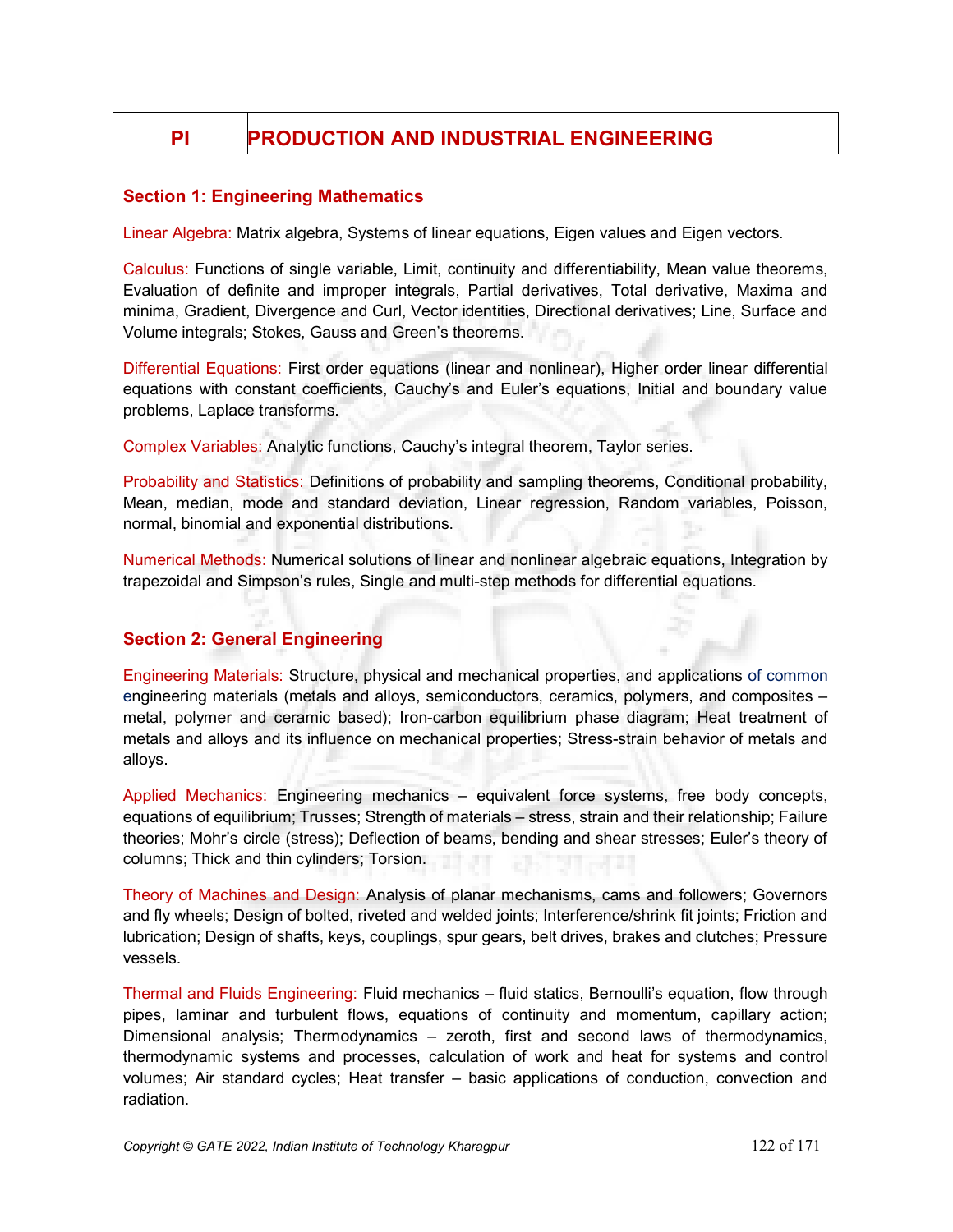# PI PRODUCTION AND INDUSTRIAL ENGINEERING

## Section 1: Engineering Mathematics

**Linear Algebra:** Matrix algebra, Systems of linear equations, Eigen values and Eigen vectors.

**Calculus:** Functions of single variable, Limit, continuity and differentiability, Mean value theorems, Evaluation of definite and improper integrals, Partial derivatives, Total derivative, Maxima and minima, Gradient, Divergence and Curl, Vector identities, Directional derivatives; Line, Surface and Volume integrals; Stokes, Gauss and Green's theorems.

**Differential Equations:** First order equations (linear and nonlinear), Higher order linear differential equations with constant coefficients, Cauchy's and Euler's equations, Initial and boundary value problems, Laplace transforms.

**Complex Variables:** Analytic functions, Cauchy's integral theorem, Taylor series.

**Probability and Statistics:** Definitions of probability and sampling theorems, Conditional probability, Mean, median, mode and standard deviation, Linear regression, Random variables, Poisson, normal, binomial and exponential distributions.

**Numerical Methods:** Numerical solutions of linear and nonlinear algebraic equations, Integration by trapezoidal and Simpson's rules, Single and multi-step methods for differential equations.

## Section 2: General Engineering

**Engineering Materials:** Structure, physical and mechanical properties, and applications of common engineering materials (metals and alloys, semiconductors, ceramics, polymers, and composites – metal, polymer and ceramic based); Iron-carbon equilibrium phase diagram; Heat treatment of metals and alloys and its influence on mechanical properties; Stress-strain behavior of metals and alloys.

**Applied Mechanics:** Engineering mechanics – equivalent force systems, free body concepts, equations of equilibrium; Trusses; Strength of materials – stress, strain and their relationship; Failure theories; Mohr's circle (stress); Deflection of beams, bending and shear stresses; Euler's theory of columns; Thick and thin cylinders; Torsion.

**Theory of Machines and Design:** Analysis of planar mechanisms, cams and followers; Governors and fly wheels; Design of bolted, riveted and welded joints; Interference/shrink fit joints; Friction and lubrication; Design of shafts, keys, couplings, spur gears, belt drives, brakes and clutches; Pressure vessels.

**Thermal and Fluids Engineering:** Fluid mechanics – fluid statics, Bernoulli's equation, flow through pipes, laminar and turbulent flows, equations of continuity and momentum, capillary action; Dimensional analysis; Thermodynamics – zeroth, first and second laws of thermodynamics, thermodynamic systems and processes, calculation of work and heat for systems and control volumes; Air standard cycles; Heat transfer – basic applications of conduction, convection and radiation.

*Copyright © GATE 2022, Indian Institute of Technology Kharagpur*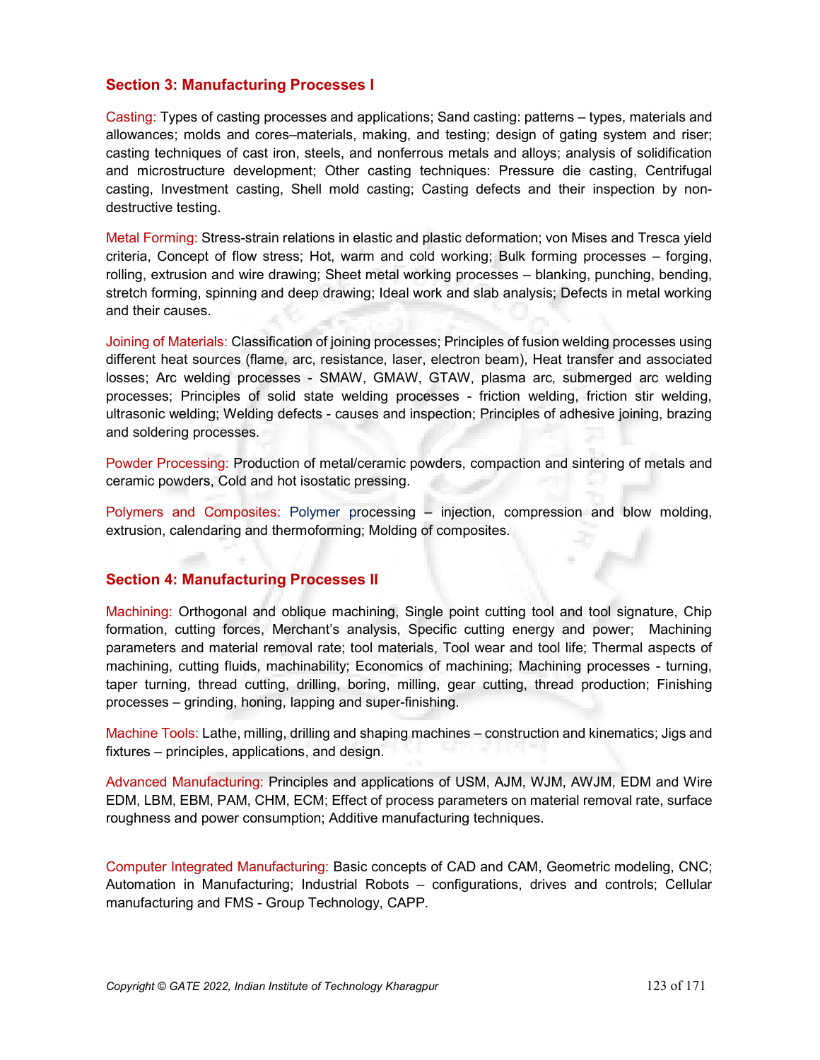## Section 3: Manufacturing Processes I

Casting: Types of casting processes and applications; Sand casting: patterns – types, materials and allowances; molds and cores–materials, making, and testing; design of gating system and riser; casting techniques of cast iron, steels, and nonferrous metals and alloys; analysis of solidification and microstructure development; Other casting techniques: Pressure die casting, Centrifugal casting, Investment casting, Shell mold casting; Casting defects and their inspection by non-destructive testing.

Metal Forming: Stress-strain relations in elastic and plastic deformation; von Mises and Tresca yield criteria, Concept of flow stress; Hot, warm and cold working; Bulk forming processes – forging, rolling, extrusion and wire drawing; Sheet metal working processes – blanking, punching, bending, stretch forming, spinning and deep drawing; Ideal work and slab analysis; Defects in metal working and their causes.

Joining of Materials: Classification of joining processes; Principles of fusion welding processes using different heat sources (flame, arc, resistance, laser, electron beam), Heat transfer and associated losses; Arc welding processes - SMAW, GMAW, GTAW, plasma arc, submerged arc welding processes; Principles of solid state welding processes - friction welding, friction stir welding, ultrasonic welding; Welding defects - causes and inspection; Principles of adhesive joining, brazing and soldering processes.

Powder Processing: Production of metal/ceramic powders, compaction and sintering of metals and ceramic powders, Cold and hot isostatic pressing.

Polymers and Composites: Polymer processing – injection, compression and blow molding, extrusion, calendaring and thermoforming; Molding of composites.

## Section 4: Manufacturing Processes II

Machining: Orthogonal and oblique machining, Single point cutting tool and tool signature, Chip formation, cutting forces, Merchant's analysis, Specific cutting energy and power; Machining parameters and material removal rate; tool materials, Tool wear and tool life; Thermal aspects of machining, cutting fluids, machinability; Economics of machining; Machining processes - turning, taper turning, thread cutting, drilling, boring, milling, gear cutting, thread production; Finishing processes – grinding, honing, lapping and super-finishing.

Machine Tools: Lathe, milling, drilling and shaping machines – construction and kinematics; Jigs and fixtures – principles, applications, and design.

Advanced Manufacturing: Principles and applications of USM, AJM, WJM, AWJM, EDM and Wire EDM, LBM, EBM, PAM, CHM, ECM; Effect of process parameters on material removal rate, surface roughness and power consumption; Additive manufacturing techniques.

Computer Integrated Manufacturing: Basic concepts of CAD and CAM, Geometric modeling, CNC; Automation in Manufacturing; Industrial Robots – configurations, drives and controls; Cellular manufacturing and FMS - Group Technology, CAPP.

*Copyright © GATE 2022, Indian Institute of Technology Kharagpur*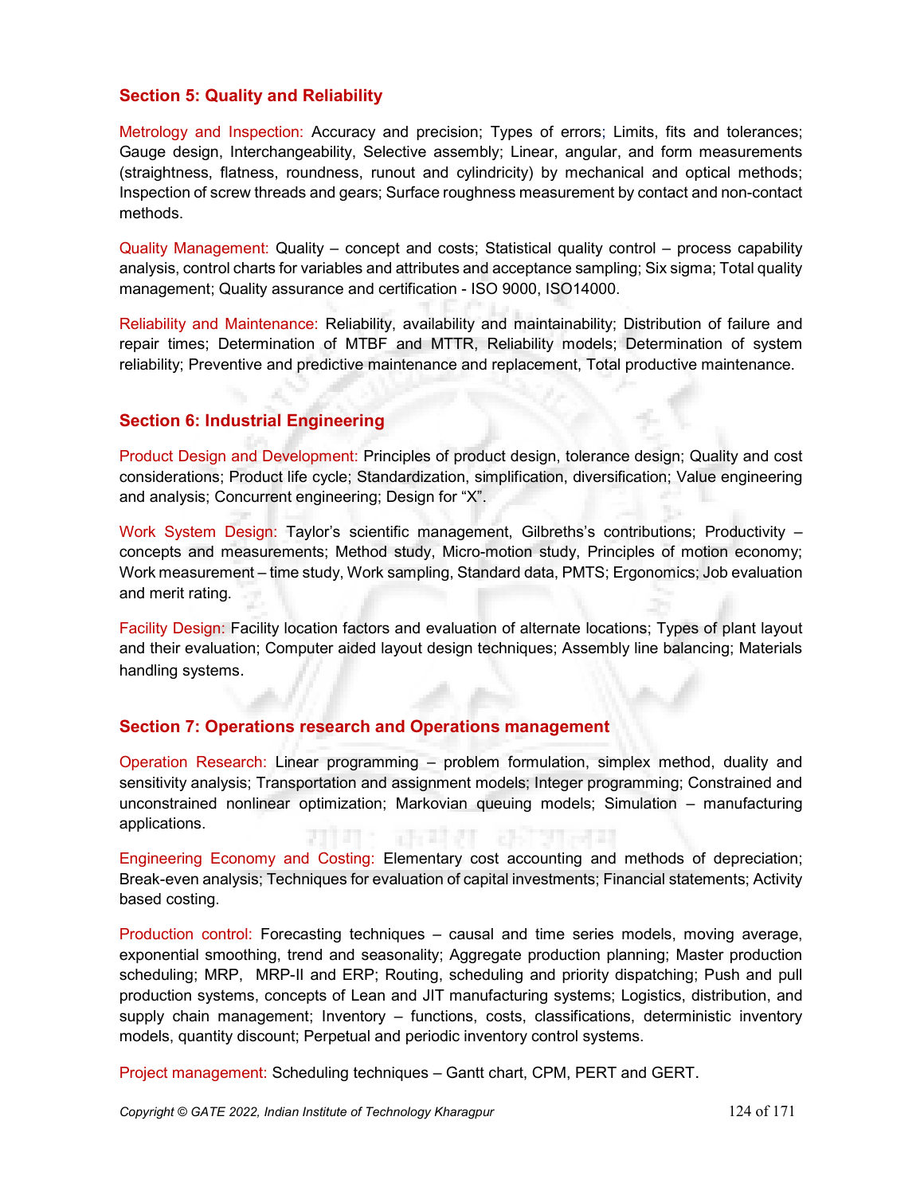## Section 5: Quality and Reliability

Metrology and Inspection: Accuracy and precision; Types of errors; Limits, fits and tolerances; Gauge design, Interchangeability, Selective assembly; Linear, angular, and form measurements (straightness, flatness, roundness, runout and cylindricity) by mechanical and optical methods; Inspection of screw threads and gears; Surface roughness measurement by contact and non-contact methods.

Quality Management: Quality – concept and costs; Statistical quality control – process capability analysis, control charts for variables and attributes and acceptance sampling; Six sigma; Total quality management; Quality assurance and certification - ISO 9000, ISO14000.

Reliability and Maintenance: Reliability, availability and maintainability; Distribution of failure and repair times; Determination of MTBF and MTTR, Reliability models; Determination of system reliability; Preventive and predictive maintenance and replacement, Total productive maintenance.

## Section 6: Industrial Engineering

Product Design and Development: Principles of product design, tolerance design; Quality and cost considerations; Product life cycle; Standardization, simplification, diversification; Value engineering and analysis; Concurrent engineering; Design for "X".

Work System Design: Taylor's scientific management, Gilbreths's contributions; Productivity – concepts and measurements; Method study, Micro-motion study, Principles of motion economy; Work measurement – time study, Work sampling, Standard data, PMTS; Ergonomics; Job evaluation and merit rating.

Facility Design: Facility location factors and evaluation of alternate locations; Types of plant layout and their evaluation; Computer aided layout design techniques; Assembly line balancing; Materials handling systems.

## Section 7: Operations research and Operations management

Operation Research: Linear programming – problem formulation, simplex method, duality and sensitivity analysis; Transportation and assignment models; Integer programming; Constrained and unconstrained nonlinear optimization; Markovian queuing models; Simulation – manufacturing applications.

Engineering Economy and Costing: Elementary cost accounting and methods of depreciation; Break-even analysis; Techniques for evaluation of capital investments; Financial statements; Activity based costing.

Production control: Forecasting techniques – causal and time series models, moving average, exponential smoothing, trend and seasonality; Aggregate production planning; Master production scheduling; MRP, MRP-II and ERP; Routing, scheduling and priority dispatching; Push and pull production systems, concepts of Lean and JIT manufacturing systems; Logistics, distribution, and supply chain management; Inventory – functions, costs, classifications, deterministic inventory models, quantity discount; Perpetual and periodic inventory control systems.

Project management: Scheduling techniques – Gantt chart, CPM, PERT and GERT.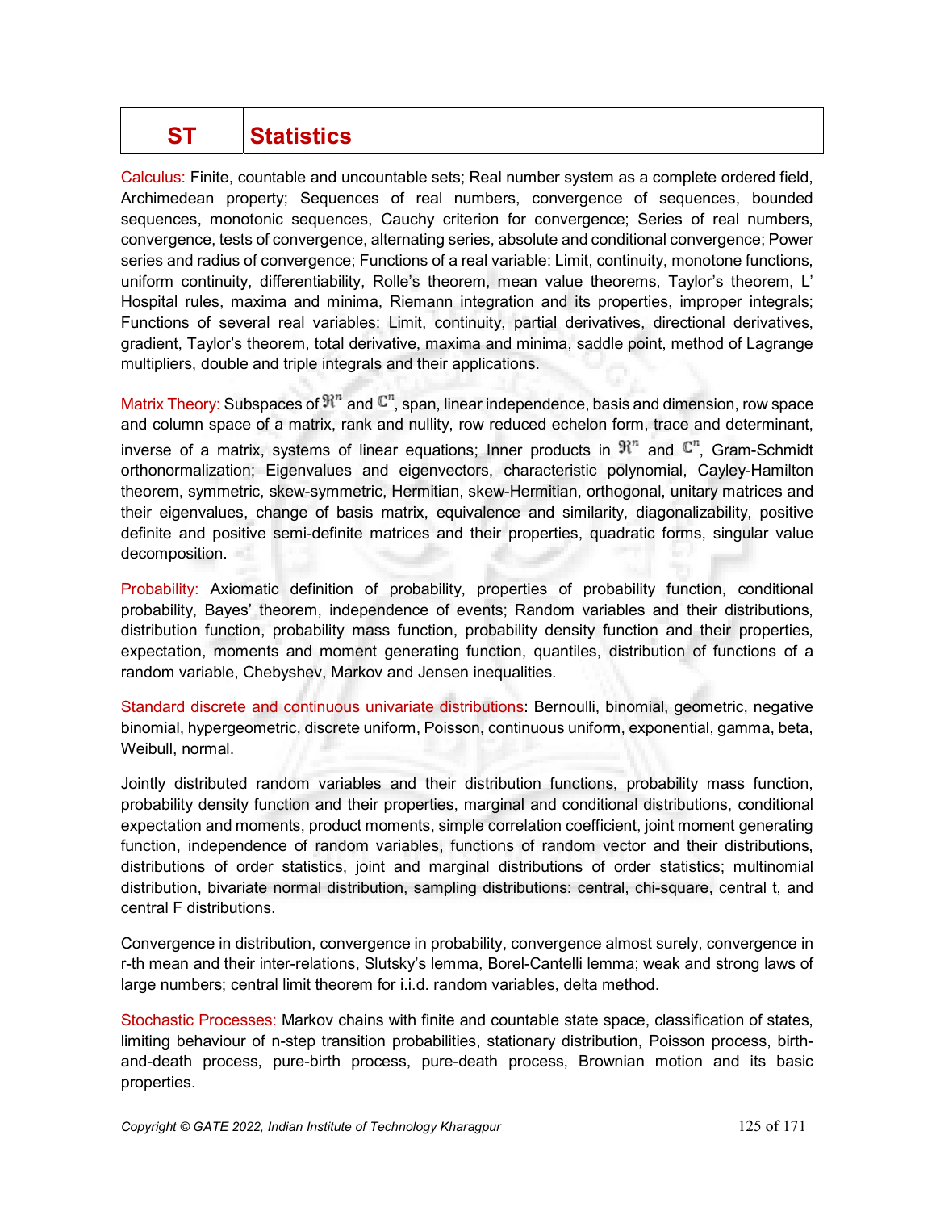| ST | Statistics |
|---|---|

**Calculus:** Finite, countable and uncountable sets; Real number system as a complete ordered field, Archimedean property; Sequences of real numbers, convergence of sequences, bounded sequences, monotonic sequences, Cauchy criterion for convergence; Series of real numbers, convergence, tests of convergence, alternating series, absolute and conditional convergence; Power series and radius of convergence; Functions of a real variable: Limit, continuity, monotone functions, uniform continuity, differentiability, Rolle's theorem, mean value theorems, Taylor's theorem, L' Hospital rules, maxima and minima, Riemann integration and its properties, improper integrals; Functions of several real variables: Limit, continuity, partial derivatives, directional derivatives, gradient, Taylor's theorem, total derivative, maxima and minima, saddle point, method of Lagrange multipliers, double and triple integrals and their applications.

**Matrix Theory:** Subspaces of $\mathfrak{R}^n$ and $\mathbb{C}^n$, span, linear independence, basis and dimension, row space and column space of a matrix, rank and nullity, row reduced echelon form, trace and determinant, inverse of a matrix, systems of linear equations; Inner products in $\mathfrak{R}^n$ and $\mathbb{C}^n$, Gram-Schmidt orthonormalization; Eigenvalues and eigenvectors, characteristic polynomial, Cayley-Hamilton theorem, symmetric, skew-symmetric, Hermitian, skew-Hermitian, orthogonal, unitary matrices and their eigenvalues, change of basis matrix, equivalence and similarity, diagonalizability, positive definite and positive semi-definite matrices and their properties, quadratic forms, singular value decomposition.

**Probability:** Axiomatic definition of probability, properties of probability function, conditional probability, Bayes' theorem, independence of events; Random variables and their distributions, distribution function, probability mass function, probability density function and their properties, expectation, moments and moment generating function, quantiles, distribution of functions of a random variable, Chebyshev, Markov and Jensen inequalities.

**Standard discrete and continuous univariate distributions**: Bernoulli, binomial, geometric, negative binomial, hypergeometric, discrete uniform, Poisson, continuous uniform, exponential, gamma, beta, Weibull, normal.

Jointly distributed random variables and their distribution functions, probability mass function, probability density function and their properties, marginal and conditional distributions, conditional expectation and moments, product moments, simple correlation coefficient, joint moment generating function, independence of random variables, functions of random vector and their distributions, distributions of order statistics, joint and marginal distributions of order statistics; multinomial distribution, bivariate normal distribution, sampling distributions: central, chi-square, central t, and central F distributions.

Convergence in distribution, convergence in probability, convergence almost surely, convergence in r-th mean and their inter-relations, Slutsky's lemma, Borel-Cantelli lemma; weak and strong laws of large numbers; central limit theorem for i.i.d. random variables, delta method.

**Stochastic Processes:** Markov chains with finite and countable state space, classification of states, limiting behaviour of n-step transition probabilities, stationary distribution, Poisson process, birth-and-death process, pure-birth process, pure-death process, Brownian motion and its basic properties.

*Copyright © GATE 2022, Indian Institute of Technology Kharagpur*